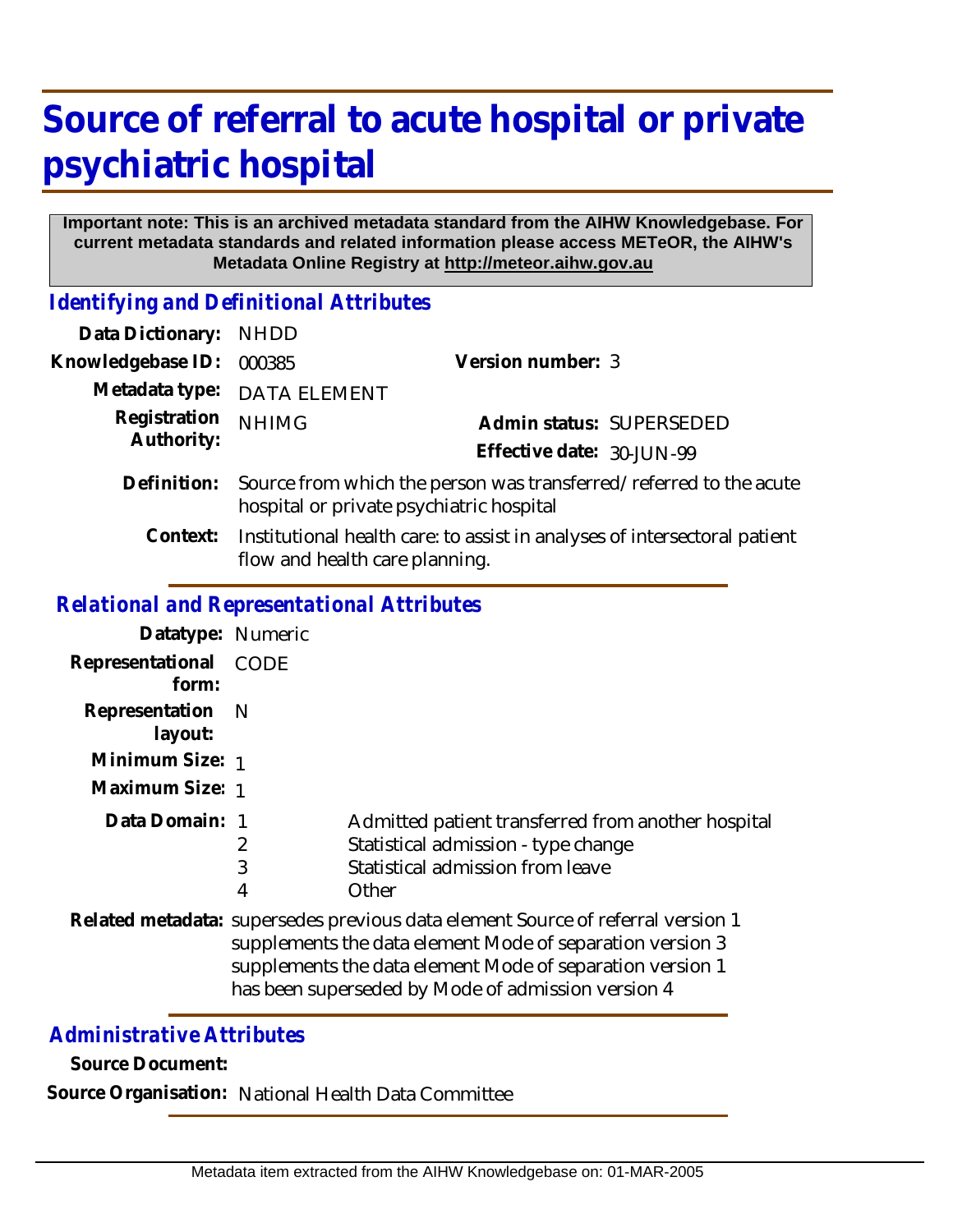# Source of referral to acute hospital or private psychiatric hospital

**Important note: This is an archived metadata standard from the AIHW Knowledgebase. For current metadata standards and related information please access METeOR, the AIHW's Metadata Online Registry at http://meteor.aihw.gov.au**

## *Identifying and Definitional Attributes*

**Data Dictionary:** NHDD

**Knowledgebase ID:** 000385 **Version number:** 3

**Metadata type:** DATA ELEMENT

**Registration Authority:** NHIMG

**Admin status:** SUPERSEDED

**Effective date:** 30-JUN-99

**Definition:** Source from which the person was transferred/referred to the acute hospital or private psychiatric hospital

**Context:** Institutional health care: to assist in analyses of intersectoral patient flow and health care planning.

## *Relational and Representational Attributes*

**Datatype:** Numeric

**Representational form:** CODE

**Representation layout:** N

**Minimum Size:** 1

**Maximum Size:** 1

**Data Domain:**

| Code | Description |
|---|---|
| 1 | Admitted patient transferred from another hospital |
| 2 | Statistical admission - type change |
| 3 | Statistical admission from leave |
| 4 | Other |

**Related metadata:** supersedes previous data element Source of referral version 1
supplements the data element Mode of separation version 3
supplements the data element Mode of separation version 1
has been superseded by Mode of admission version 4

## *Administrative Attributes*

**Source Document:**

**Source Organisation:** National Health Data Committee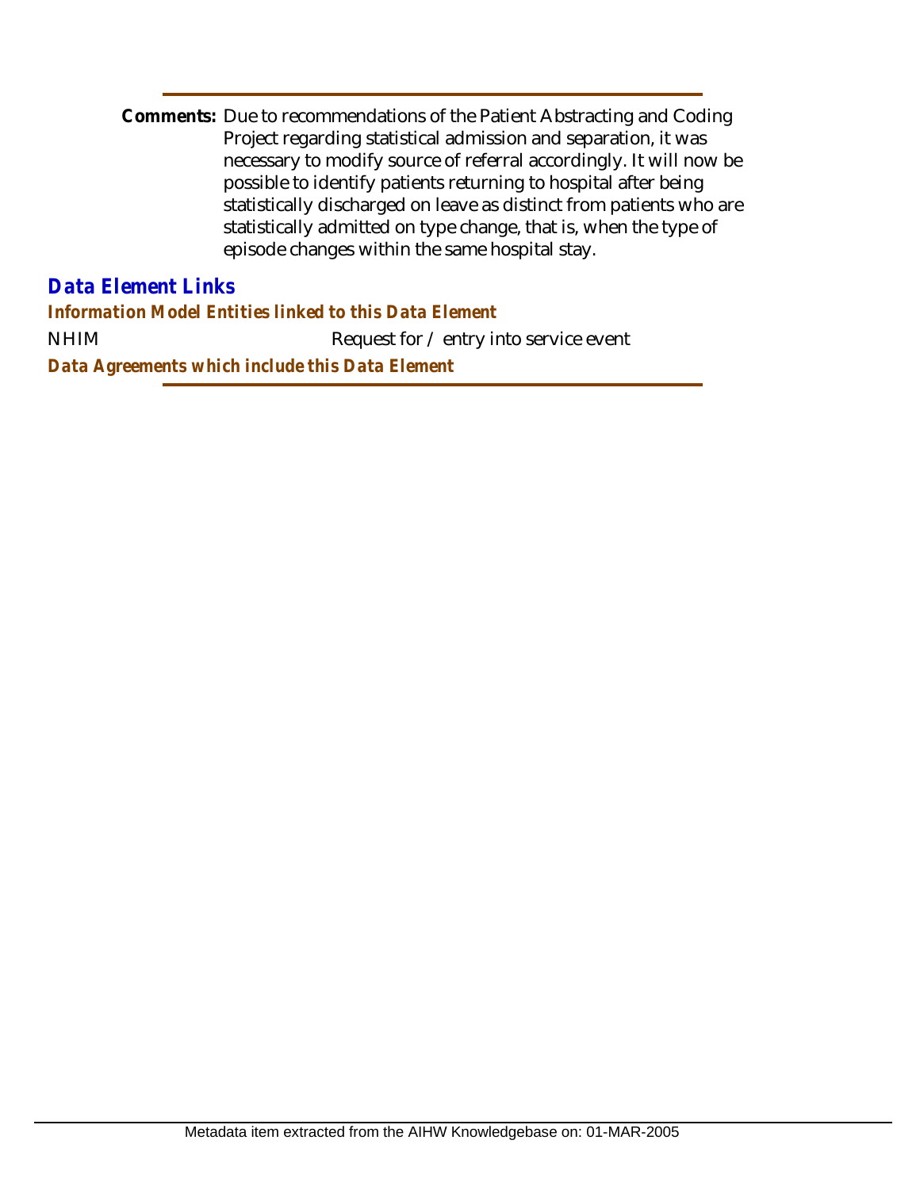**Comments:** Due to recommendations of the Patient Abstracting and Coding Project regarding statistical admission and separation, it was necessary to modify source of referral accordingly. It will now be possible to identify patients returning to hospital after being statistically discharged on leave as distinct from patients who are statistically admitted on type change, that is, when the type of episode changes within the same hospital stay.

## Data Element Links

***Information Model Entities linked to this Data Element***

| | |
|---|---|
| NHIM | Request for / entry into service event |

***Data Agreements which include this Data Element***

Metadata item extracted from the AIHW Knowledgebase on: 01-MAR-2005